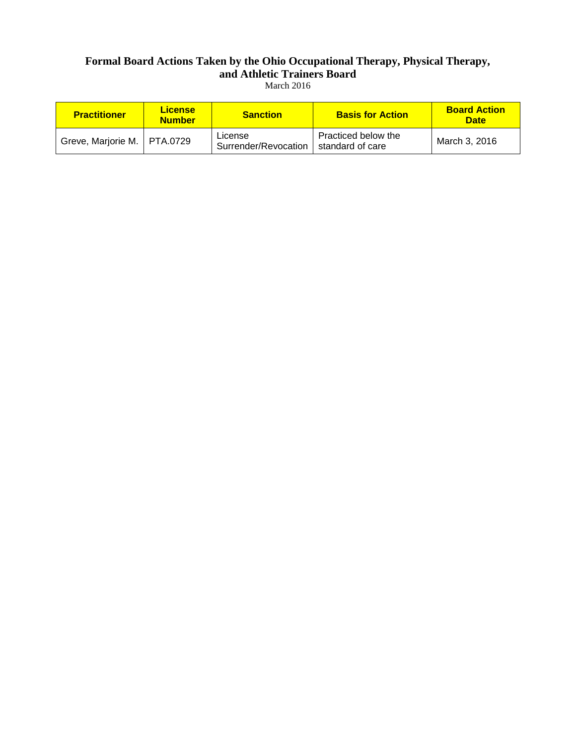# Formal Board Actions Taken by the Ohio Occupational Therapy, Physical Therapy, and Athletic Trainers Board

March 2016

| Practitioner | License Number | Sanction | Basis for Action | Board Action Date |
|---|---|---|---|---|
| Greve, Marjorie M. | PTA.0729 | License Surrender/Revocation | Practiced below the standard of care | March 3, 2016 |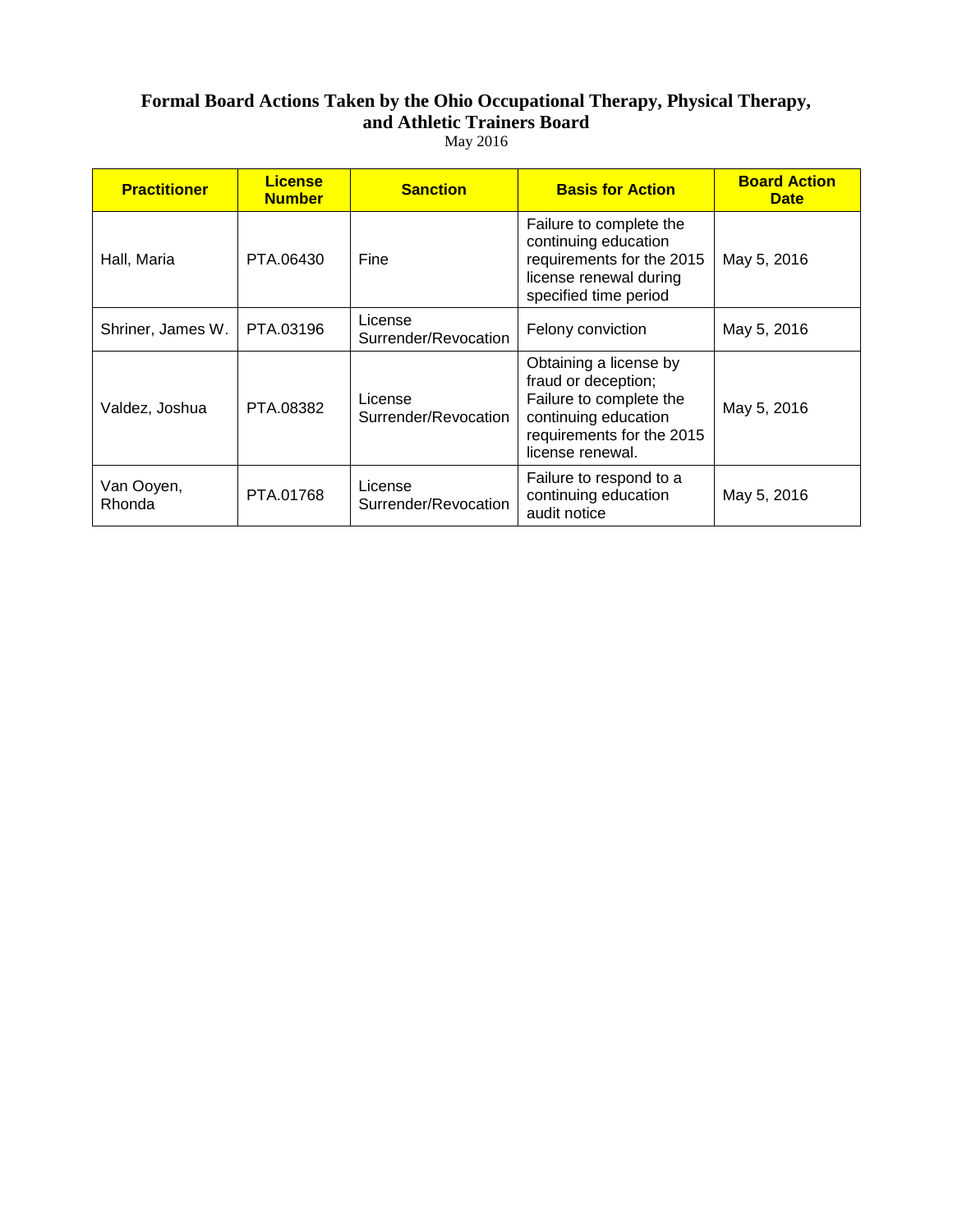# Formal Board Actions Taken by the Ohio Occupational Therapy, Physical Therapy, and Athletic Trainers Board

May 2016

| Practitioner | License Number | Sanction | Basis for Action | Board Action Date |
|---|---|---|---|---|
| Hall, Maria | PTA.06430 | Fine | Failure to complete the continuing education requirements for the 2015 license renewal during specified time period | May 5, 2016 |
| Shriner, James W. | PTA.03196 | License Surrender/Revocation | Felony conviction | May 5, 2016 |
| Valdez, Joshua | PTA.08382 | License Surrender/Revocation | Obtaining a license by fraud or deception; Failure to complete the continuing education requirements for the 2015 license renewal. | May 5, 2016 |
| Van Ooyen, Rhonda | PTA.01768 | License Surrender/Revocation | Failure to respond to a continuing education audit notice | May 5, 2016 |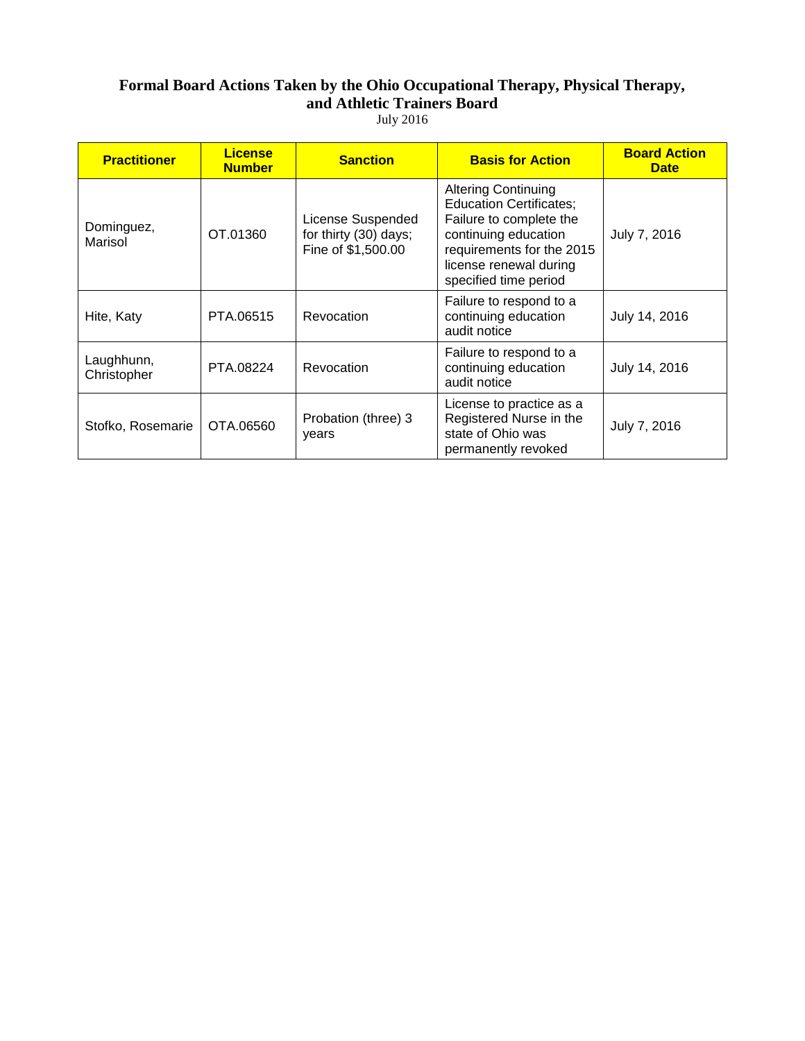**Formal Board Actions Taken by the Ohio Occupational Therapy, Physical Therapy, and Athletic Trainers Board**

July 2016

| Practitioner | License Number | Sanction | Basis for Action | Board Action Date |
|---|---|---|---|---|
| Dominguez, Marisol | OT.01360 | License Suspended for thirty (30) days; Fine of $1,500.00 | Altering Continuing Education Certificates; Failure to complete the continuing education requirements for the 2015 license renewal during specified time period | July 7, 2016 |
| Hite, Katy | PTA.06515 | Revocation | Failure to respond to a continuing education audit notice | July 14, 2016 |
| Laughhunn, Christopher | PTA.08224 | Revocation | Failure to respond to a continuing education audit notice | July 14, 2016 |
| Stofko, Rosemarie | OTA.06560 | Probation (three) 3 years | License to practice as a Registered Nurse in the state of Ohio was permanently revoked | July 7, 2016 |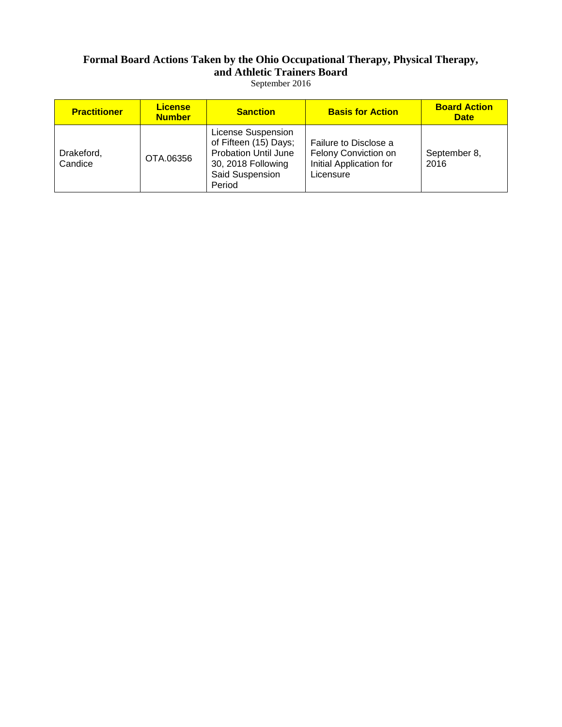# Formal Board Actions Taken by the Ohio Occupational Therapy, Physical Therapy, and Athletic Trainers Board

September 2016

| Practitioner | License Number | Sanction | Basis for Action | Board Action Date |
|---|---|---|---|---|
| Drakeford, Candice | OTA.06356 | License Suspension of Fifteen (15) Days; Probation Until June 30, 2018 Following Said Suspension Period | Failure to Disclose a Felony Conviction on Initial Application for Licensure | September 8, 2016 |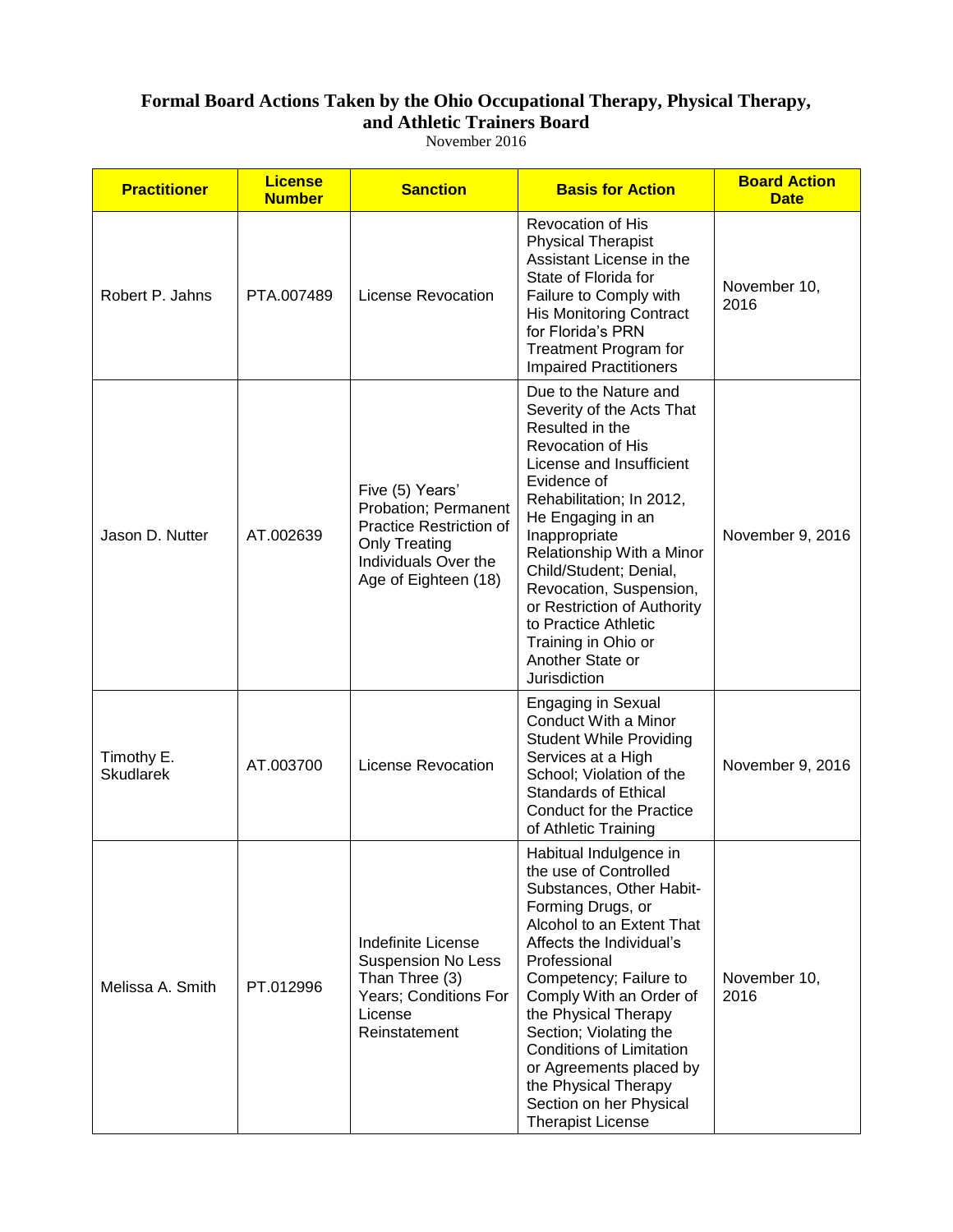# Formal Board Actions Taken by the Ohio Occupational Therapy, Physical Therapy, and Athletic Trainers Board

November 2016

| Practitioner | License Number | Sanction | Basis for Action | Board Action Date |
|---|---|---|---|---|
| Robert P. Jahns | PTA.007489 | License Revocation | Revocation of His Physical Therapist Assistant License in the State of Florida for Failure to Comply with His Monitoring Contract for Florida's PRN Treatment Program for Impaired Practitioners | November 10, 2016 |
| Jason D. Nutter | AT.002639 | Five (5) Years' Probation; Permanent Practice Restriction of Only Treating Individuals Over the Age of Eighteen (18) | Due to the Nature and Severity of the Acts That Resulted in the Revocation of His License and Insufficient Evidence of Rehabilitation; In 2012, He Engaging in an Inappropriate Relationship With a Minor Child/Student; Denial, Revocation, Suspension, or Restriction of Authority to Practice Athletic Training in Ohio or Another State or Jurisdiction | November 9, 2016 |
| Timothy E. Skudlarek | AT.003700 | License Revocation | Engaging in Sexual Conduct With a Minor Student While Providing Services at a High School; Violation of the Standards of Ethical Conduct for the Practice of Athletic Training | November 9, 2016 |
| Melissa A. Smith | PT.012996 | Indefinite License Suspension No Less Than Three (3) Years; Conditions For License Reinstatement | Habitual Indulgence in the use of Controlled Substances, Other Habit-Forming Drugs, or Alcohol to an Extent That Affects the Individual's Professional Competency; Failure to Comply With an Order of the Physical Therapy Section; Violating the Conditions of Limitation or Agreements placed by the Physical Therapy Section on her Physical Therapist License | November 10, 2016 |